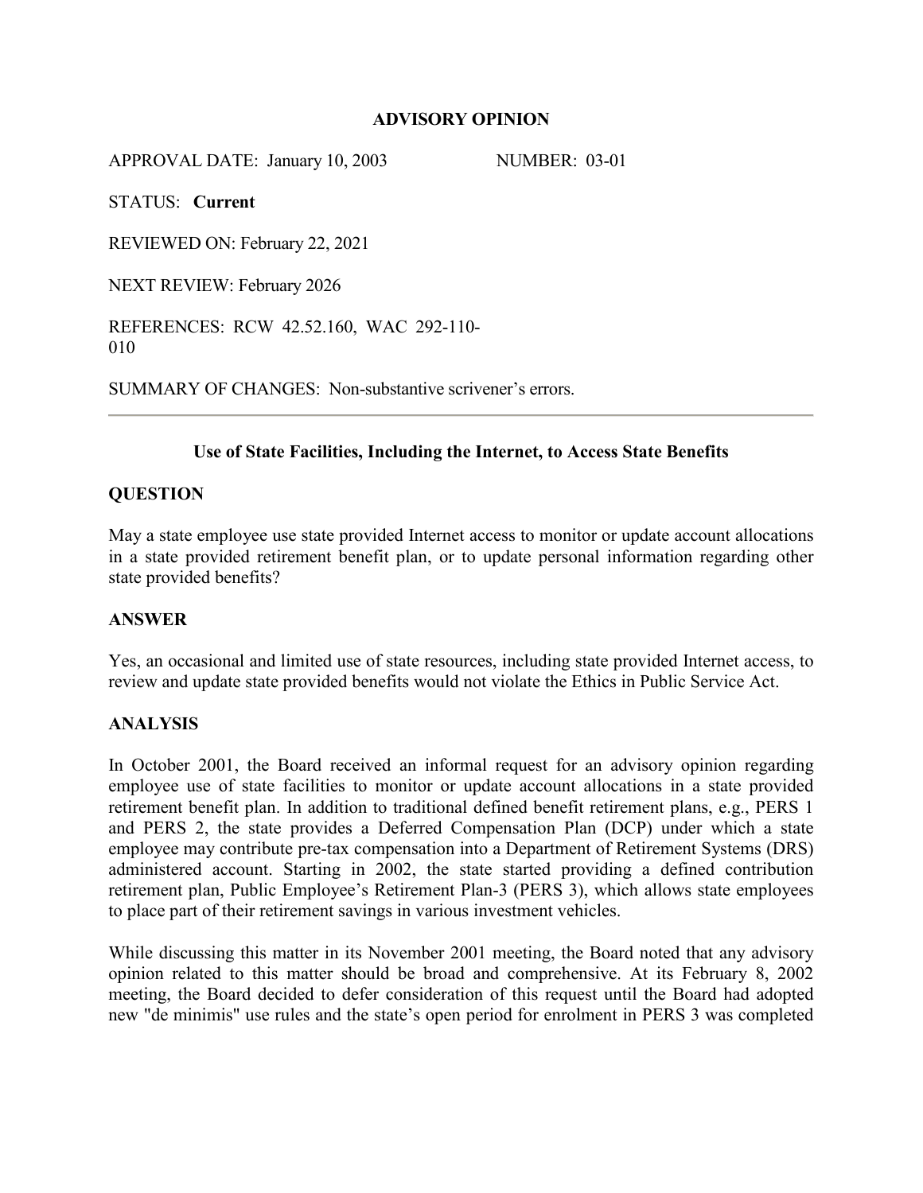**ADVISORY OPINION**

APPROVAL DATE: January 10, 2003 NUMBER: 03-01

STATUS: **Current**

REVIEWED ON: February 22, 2021

NEXT REVIEW: February 2026

REFERENCES: RCW 42.52.160, WAC 292-110-010

SUMMARY OF CHANGES: Non-substantive scrivener's errors.

---

**Use of State Facilities, Including the Internet, to Access State Benefits**

**QUESTION**

May a state employee use state provided Internet access to monitor or update account allocations in a state provided retirement benefit plan, or to update personal information regarding other state provided benefits?

**ANSWER**

Yes, an occasional and limited use of state resources, including state provided Internet access, to review and update state provided benefits would not violate the Ethics in Public Service Act.

**ANALYSIS**

In October 2001, the Board received an informal request for an advisory opinion regarding employee use of state facilities to monitor or update account allocations in a state provided retirement benefit plan. In addition to traditional defined benefit retirement plans, e.g., PERS 1 and PERS 2, the state provides a Deferred Compensation Plan (DCP) under which a state employee may contribute pre-tax compensation into a Department of Retirement Systems (DRS) administered account. Starting in 2002, the state started providing a defined contribution retirement plan, Public Employee's Retirement Plan-3 (PERS 3), which allows state employees to place part of their retirement savings in various investment vehicles.

While discussing this matter in its November 2001 meeting, the Board noted that any advisory opinion related to this matter should be broad and comprehensive. At its February 8, 2002 meeting, the Board decided to defer consideration of this request until the Board had adopted new "de minimis" use rules and the state's open period for enrolment in PERS 3 was completed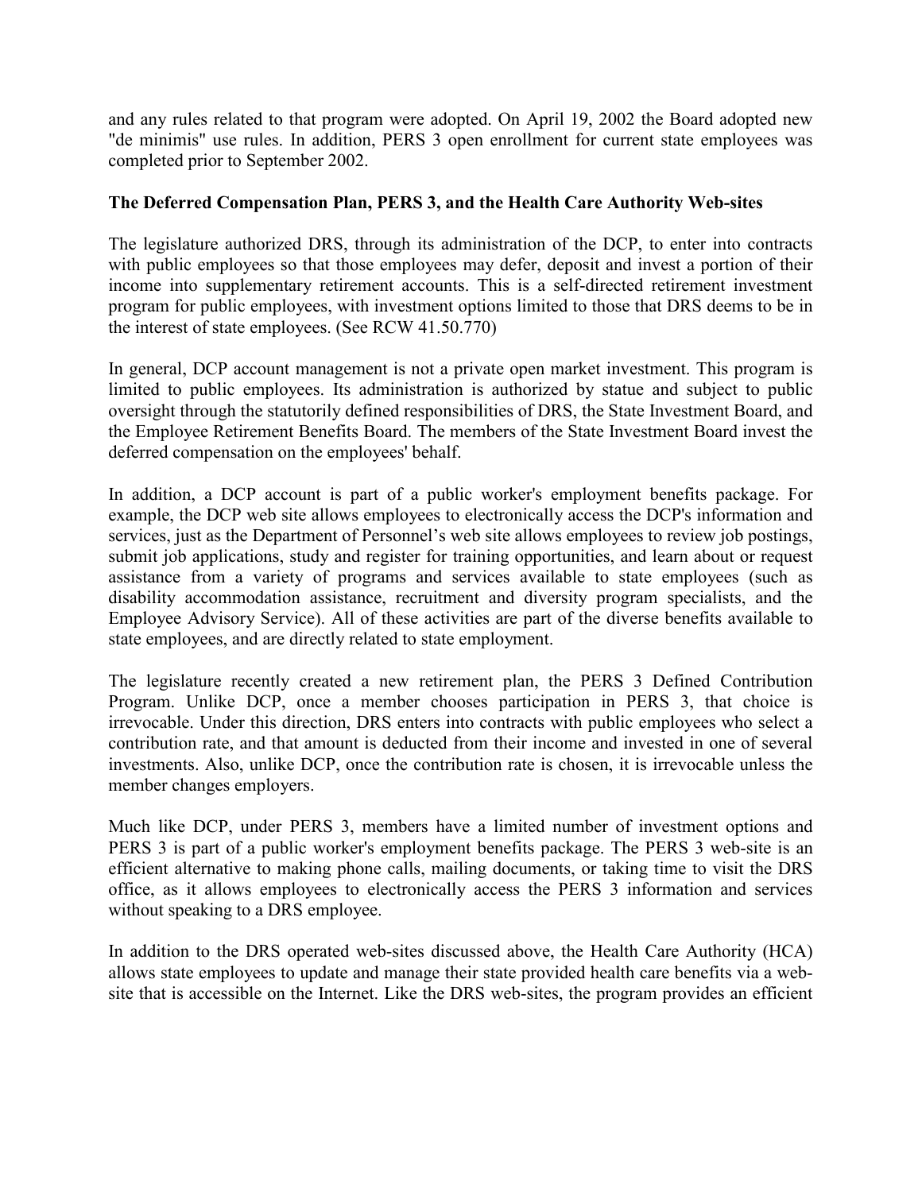and any rules related to that program were adopted. On April 19, 2002 the Board adopted new "de minimis" use rules. In addition, PERS 3 open enrollment for current state employees was completed prior to September 2002.

**The Deferred Compensation Plan, PERS 3, and the Health Care Authority Web-sites**

The legislature authorized DRS, through its administration of the DCP, to enter into contracts with public employees so that those employees may defer, deposit and invest a portion of their income into supplementary retirement accounts. This is a self-directed retirement investment program for public employees, with investment options limited to those that DRS deems to be in the interest of state employees. (See RCW 41.50.770)

In general, DCP account management is not a private open market investment. This program is limited to public employees. Its administration is authorized by statue and subject to public oversight through the statutorily defined responsibilities of DRS, the State Investment Board, and the Employee Retirement Benefits Board. The members of the State Investment Board invest the deferred compensation on the employees' behalf.

In addition, a DCP account is part of a public worker's employment benefits package. For example, the DCP web site allows employees to electronically access the DCP's information and services, just as the Department of Personnel's web site allows employees to review job postings, submit job applications, study and register for training opportunities, and learn about or request assistance from a variety of programs and services available to state employees (such as disability accommodation assistance, recruitment and diversity program specialists, and the Employee Advisory Service). All of these activities are part of the diverse benefits available to state employees, and are directly related to state employment.

The legislature recently created a new retirement plan, the PERS 3 Defined Contribution Program. Unlike DCP, once a member chooses participation in PERS 3, that choice is irrevocable. Under this direction, DRS enters into contracts with public employees who select a contribution rate, and that amount is deducted from their income and invested in one of several investments. Also, unlike DCP, once the contribution rate is chosen, it is irrevocable unless the member changes employers.

Much like DCP, under PERS 3, members have a limited number of investment options and PERS 3 is part of a public worker's employment benefits package. The PERS 3 web-site is an efficient alternative to making phone calls, mailing documents, or taking time to visit the DRS office, as it allows employees to electronically access the PERS 3 information and services without speaking to a DRS employee.

In addition to the DRS operated web-sites discussed above, the Health Care Authority (HCA) allows state employees to update and manage their state provided health care benefits via a web-site that is accessible on the Internet. Like the DRS web-sites, the program provides an efficient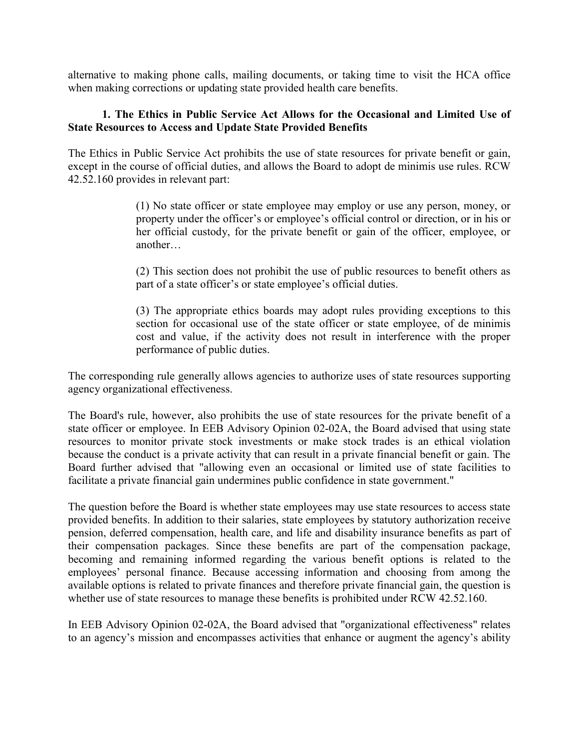alternative to making phone calls, mailing documents, or taking time to visit the HCA office when making corrections or updating state provided health care benefits.

**1. The Ethics in Public Service Act Allows for the Occasional and Limited Use of State Resources to Access and Update State Provided Benefits**

The Ethics in Public Service Act prohibits the use of state resources for private benefit or gain, except in the course of official duties, and allows the Board to adopt de minimis use rules. RCW 42.52.160 provides in relevant part:

> (1) No state officer or state employee may employ or use any person, money, or property under the officer's or employee's official control or direction, or in his or her official custody, for the private benefit or gain of the officer, employee, or another…
>
> (2) This section does not prohibit the use of public resources to benefit others as part of a state officer's or state employee's official duties.
>
> (3) The appropriate ethics boards may adopt rules providing exceptions to this section for occasional use of the state officer or state employee, of de minimis cost and value, if the activity does not result in interference with the proper performance of public duties.

The corresponding rule generally allows agencies to authorize uses of state resources supporting agency organizational effectiveness.

The Board's rule, however, also prohibits the use of state resources for the private benefit of a state officer or employee. In EEB Advisory Opinion 02-02A, the Board advised that using state resources to monitor private stock investments or make stock trades is an ethical violation because the conduct is a private activity that can result in a private financial benefit or gain. The Board further advised that "allowing even an occasional or limited use of state facilities to facilitate a private financial gain undermines public confidence in state government."

The question before the Board is whether state employees may use state resources to access state provided benefits. In addition to their salaries, state employees by statutory authorization receive pension, deferred compensation, health care, and life and disability insurance benefits as part of their compensation packages. Since these benefits are part of the compensation package, becoming and remaining informed regarding the various benefit options is related to the employees' personal finance. Because accessing information and choosing from among the available options is related to private finances and therefore private financial gain, the question is whether use of state resources to manage these benefits is prohibited under RCW 42.52.160.

In EEB Advisory Opinion 02-02A, the Board advised that "organizational effectiveness" relates to an agency's mission and encompasses activities that enhance or augment the agency's ability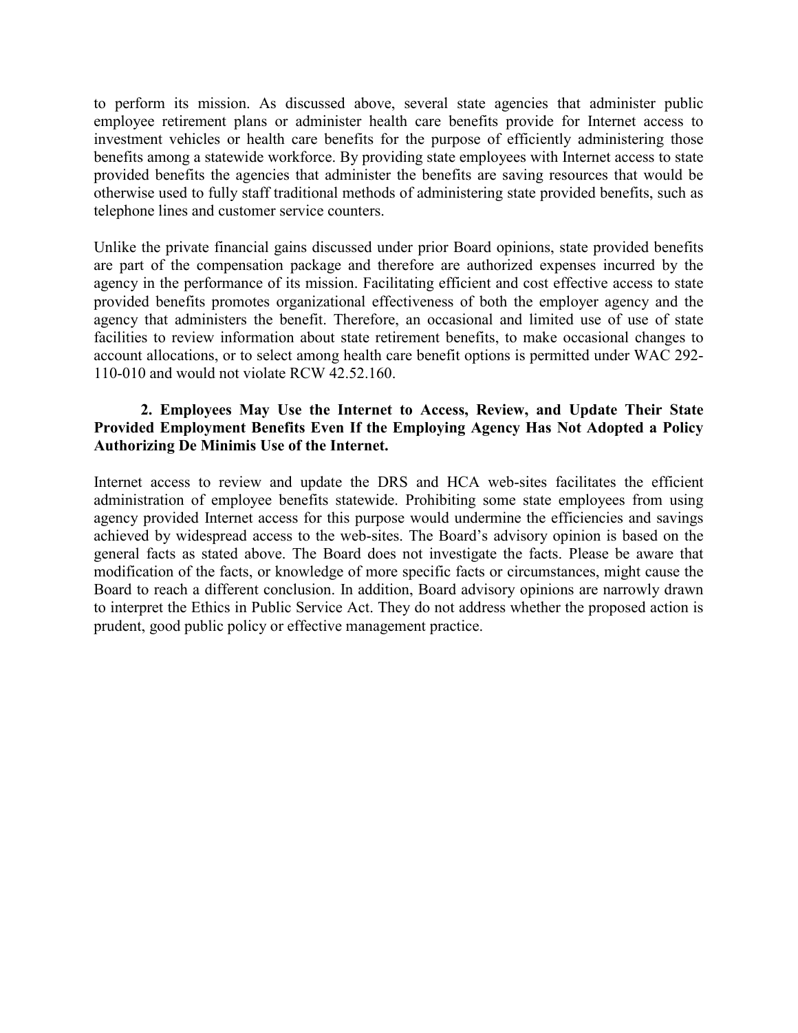to perform its mission. As discussed above, several state agencies that administer public employee retirement plans or administer health care benefits provide for Internet access to investment vehicles or health care benefits for the purpose of efficiently administering those benefits among a statewide workforce. By providing state employees with Internet access to state provided benefits the agencies that administer the benefits are saving resources that would be otherwise used to fully staff traditional methods of administering state provided benefits, such as telephone lines and customer service counters.

Unlike the private financial gains discussed under prior Board opinions, state provided benefits are part of the compensation package and therefore are authorized expenses incurred by the agency in the performance of its mission. Facilitating efficient and cost effective access to state provided benefits promotes organizational effectiveness of both the employer agency and the agency that administers the benefit. Therefore, an occasional and limited use of use of state facilities to review information about state retirement benefits, to make occasional changes to account allocations, or to select among health care benefit options is permitted under WAC 292-110-010 and would not violate RCW 42.52.160.

**2. Employees May Use the Internet to Access, Review, and Update Their State Provided Employment Benefits Even If the Employing Agency Has Not Adopted a Policy Authorizing De Minimis Use of the Internet.**

Internet access to review and update the DRS and HCA web-sites facilitates the efficient administration of employee benefits statewide. Prohibiting some state employees from using agency provided Internet access for this purpose would undermine the efficiencies and savings achieved by widespread access to the web-sites. The Board's advisory opinion is based on the general facts as stated above. The Board does not investigate the facts. Please be aware that modification of the facts, or knowledge of more specific facts or circumstances, might cause the Board to reach a different conclusion. In addition, Board advisory opinions are narrowly drawn to interpret the Ethics in Public Service Act. They do not address whether the proposed action is prudent, good public policy or effective management practice.